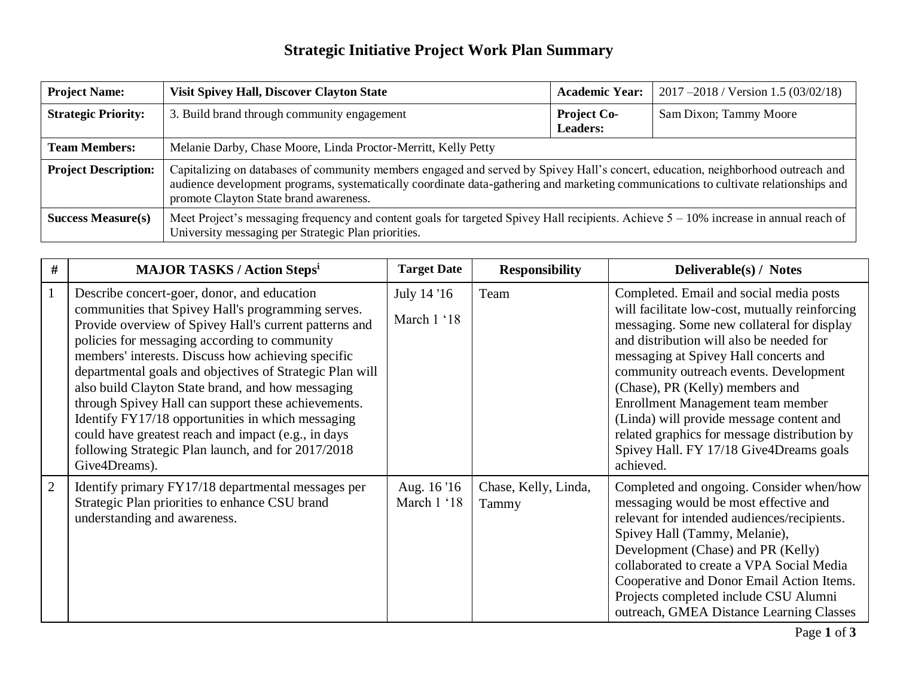# Strategic Initiative Project Work Plan Summary

| **Project Name:** | **Visit Spivey Hall, Discover Clayton State** | **Academic Year:** | 2017 –2018 / Version 1.5 (03/02/18) |
|---|---|---|---|
| **Strategic Priority:** | 3. Build brand through community engagement | **Project Co-Leaders:** | Sam Dixon; Tammy Moore |
| **Team Members:** | Melanie Darby, Chase Moore, Linda Proctor-Merritt, Kelly Petty | | |
| **Project Description:** | Capitalizing on databases of community members engaged and served by Spivey Hall's concert, education, neighborhood outreach and audience development programs, systematically coordinate data-gathering and marketing communications to cultivate relationships and promote Clayton State brand awareness. | | |
| **Success Measure(s)** | Meet Project's messaging frequency and content goals for targeted Spivey Hall recipients. Achieve 5 – 10% increase in annual reach of University messaging per Strategic Plan priorities. | | |

| # | MAJOR TASKS / Action Steps[i] | Target Date | Responsibility | Deliverable(s) / Notes |
|---|---|---|---|---|
| 1 | Describe concert-goer, donor, and education communities that Spivey Hall's programming serves. Provide overview of Spivey Hall's current patterns and policies for messaging according to community members' interests. Discuss how achieving specific departmental goals and objectives of Strategic Plan will also build Clayton State brand, and how messaging through Spivey Hall can support these achievements. Identify FY17/18 opportunities in which messaging could have greatest reach and impact (e.g., in days following Strategic Plan launch, and for 2017/2018 Give4Dreams). | July 14 '16<br>March 1 '18 | Team | Completed. Email and social media posts will facilitate low-cost, mutually reinforcing messaging. Some new collateral for display and distribution will also be needed for messaging at Spivey Hall concerts and community outreach events. Development (Chase), PR (Kelly) members and Enrollment Management team member (Linda) will provide message content and related graphics for message distribution by Spivey Hall. FY 17/18 Give4Dreams goals achieved. |
| 2 | Identify primary FY17/18 departmental messages per Strategic Plan priorities to enhance CSU brand understanding and awareness. | Aug. 16 '16<br>March 1 '18 | Chase, Kelly, Linda, Tammy | Completed and ongoing. Consider when/how messaging would be most effective and relevant for intended audiences/recipients. Spivey Hall (Tammy, Melanie), Development (Chase) and PR (Kelly) collaborated to create a VPA Social Media Cooperative and Donor Email Action Items. Projects completed include CSU Alumni outreach, GMEA Distance Learning Classes |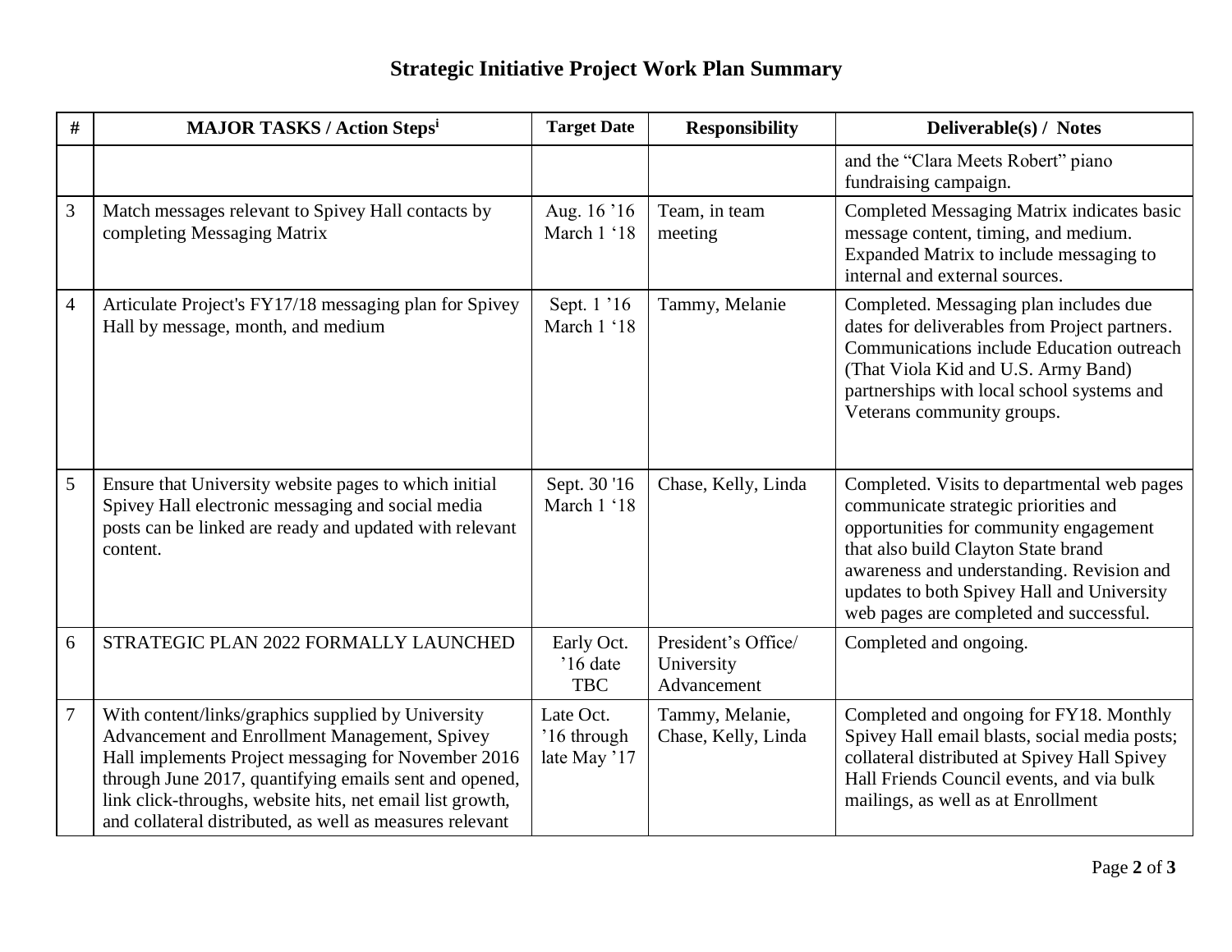## Strategic Initiative Project Work Plan Summary

| # | MAJOR TASKS / Action Steps[i] | Target Date | Responsibility | Deliverable(s) / Notes |
|---|---|---|---|---|
| | | | | and the "Clara Meets Robert" piano fundraising campaign. |
| 3 | Match messages relevant to Spivey Hall contacts by completing Messaging Matrix | Aug. 16 '16 March 1 '18 | Team, in team meeting | Completed Messaging Matrix indicates basic message content, timing, and medium. Expanded Matrix to include messaging to internal and external sources. |
| 4 | Articulate Project's FY17/18 messaging plan for Spivey Hall by message, month, and medium | Sept. 1 '16 March 1 '18 | Tammy, Melanie | Completed. Messaging plan includes due dates for deliverables from Project partners. Communications include Education outreach (That Viola Kid and U.S. Army Band) partnerships with local school systems and Veterans community groups. |
| 5 | Ensure that University website pages to which initial Spivey Hall electronic messaging and social media posts can be linked are ready and updated with relevant content. | Sept. 30 '16 March 1 '18 | Chase, Kelly, Linda | Completed. Visits to departmental web pages communicate strategic priorities and opportunities for community engagement that also build Clayton State brand awareness and understanding. Revision and updates to both Spivey Hall and University web pages are completed and successful. |
| 6 | STRATEGIC PLAN 2022 FORMALLY LAUNCHED | Early Oct. '16 date TBC | President's Office/ University Advancement | Completed and ongoing. |
| 7 | With content/links/graphics supplied by University Advancement and Enrollment Management, Spivey Hall implements Project messaging for November 2016 through June 2017, quantifying emails sent and opened, link click-throughs, website hits, net email list growth, and collateral distributed, as well as measures relevant | Late Oct. '16 through late May '17 | Tammy, Melanie, Chase, Kelly, Linda | Completed and ongoing for FY18. Monthly Spivey Hall email blasts, social media posts; collateral distributed at Spivey Hall Spivey Hall Friends Council events, and via bulk mailings, as well as at Enrollment |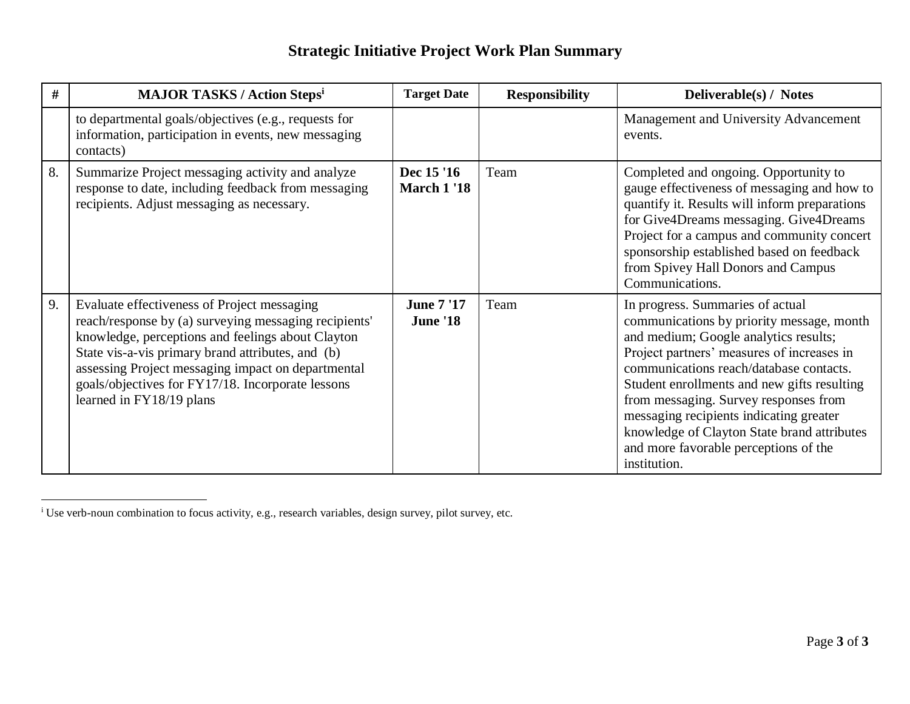## Strategic Initiative Project Work Plan Summary

| # | MAJOR TASKS / Action Steps[i] | Target Date | Responsibility | Deliverable(s) / Notes |
|---|---|---|---|---|
| | to departmental goals/objectives (e.g., requests for information, participation in events, new messaging contacts) | | | Management and University Advancement events. |
| 8. | Summarize Project messaging activity and analyze response to date, including feedback from messaging recipients. Adjust messaging as necessary. | **Dec 15 '16 March 1 '18** | Team | Completed and ongoing. Opportunity to gauge effectiveness of messaging and how to quantify it. Results will inform preparations for Give4Dreams messaging. Give4Dreams Project for a campus and community concert sponsorship established based on feedback from Spivey Hall Donors and Campus Communications. |
| 9. | Evaluate effectiveness of Project messaging reach/response by (a) surveying messaging recipients' knowledge, perceptions and feelings about Clayton State vis-a-vis primary brand attributes, and (b) assessing Project messaging impact on departmental goals/objectives for FY17/18. Incorporate lessons learned in FY18/19 plans | **June 7 '17 June '18** | Team | In progress. Summaries of actual communications by priority message, month and medium; Google analytics results; Project partners' measures of increases in communications reach/database contacts. Student enrollments and new gifts resulting from messaging. Survey responses from messaging recipients indicating greater knowledge of Clayton State brand attributes and more favorable perceptions of the institution. |

[i] Use verb-noun combination to focus activity, e.g., research variables, design survey, pilot survey, etc.